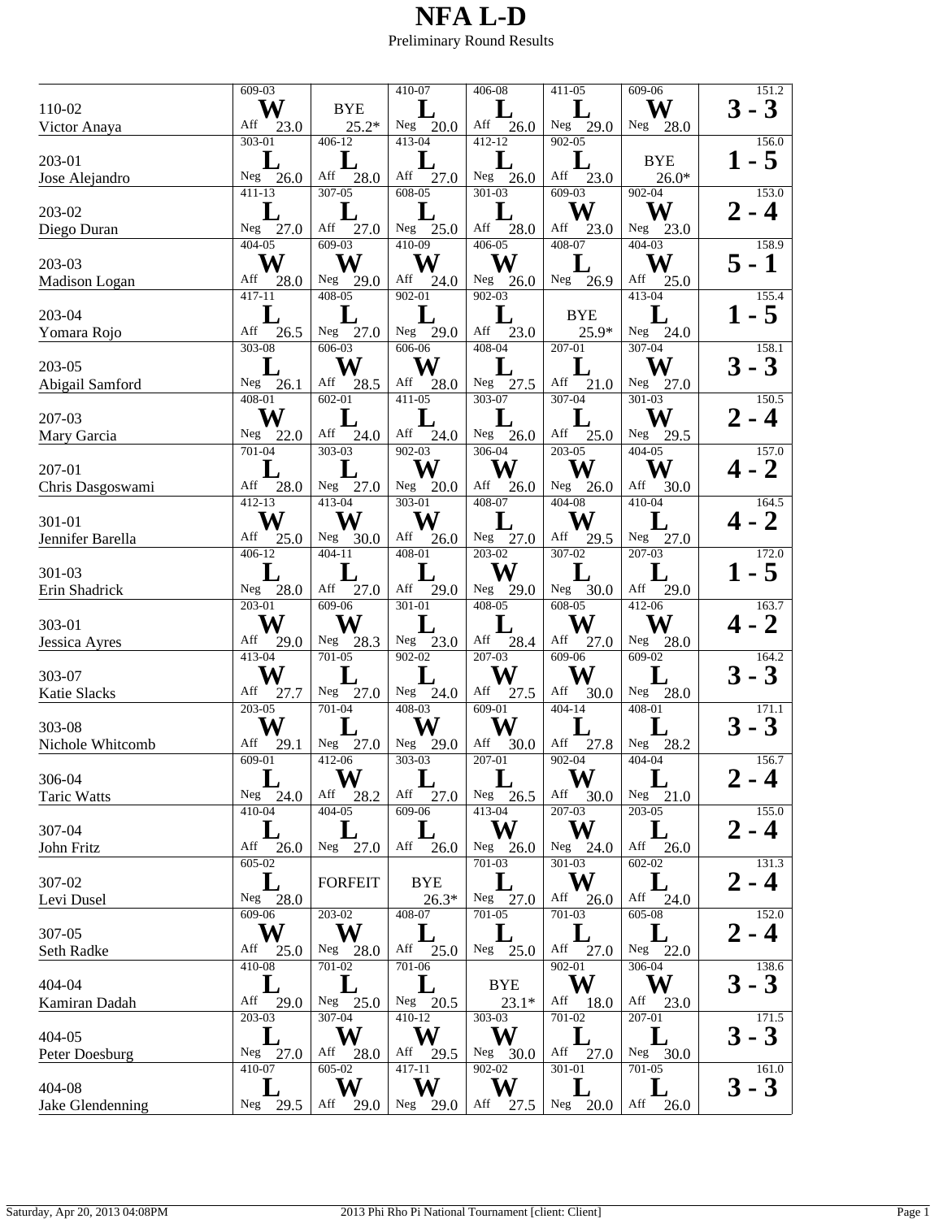# NFA L-D

Preliminary Round Results

| Competitor | Round 1 | Round 2 | Round 3 | Round 4 | Round 5 | Round 6 | Record | Total |
|---|---|---|---|---|---|---|---|---|
| 110-02 Victor Anaya | 609-03 W Aff 23.0 | BYE 25.2* | 410-07 L Neg 20.0 | 406-08 L Aff 26.0 | 411-05 L Neg 29.0 | 609-06 W Neg 28.0 | 3 - 3 | 151.2 |
| 203-01 Jose Alejandro | 303-01 L Neg 26.0 | 406-12 L Aff 28.0 | 413-04 L Aff 27.0 | 412-12 L Neg 26.0 | 902-05 L Aff 23.0 | BYE 26.0* | 1 - 5 | 156.0 |
| 203-02 Diego Duran | 411-13 L Neg 27.0 | 307-05 L Aff 27.0 | 608-05 L Neg 25.0 | 301-03 L Aff 28.0 | 609-03 W Aff 23.0 | 902-04 W Neg 23.0 | 2 - 4 | 153.0 |
| 203-03 Madison Logan | 404-05 W Aff 28.0 | 609-03 W Neg 29.0 | 410-09 W Aff 24.0 | 406-05 W Neg 26.0 | 408-07 L Neg 26.9 | 404-03 W Aff 25.0 | 5 - 1 | 158.9 |
| 203-04 Yomara Rojo | 417-11 L Aff 26.5 | 408-05 L Neg 27.0 | 902-01 L Neg 29.0 | 902-03 L Aff 23.0 | BYE 25.9* | 413-04 L Neg 24.0 | 1 - 5 | 155.4 |
| 203-05 Abigail Samford | 303-08 L Neg 26.1 | 606-03 W Aff 28.5 | 606-06 W Aff 28.0 | 408-04 L Neg 27.5 | 207-01 L Aff 21.0 | 307-04 W Neg 27.0 | 3 - 3 | 158.1 |
| 207-03 Mary Garcia | 408-01 W Neg 22.0 | 602-01 L Aff 24.0 | 411-05 L Aff 24.0 | 303-07 L Neg 26.0 | 307-04 L Aff 25.0 | 301-03 W Neg 29.5 | 2 - 4 | 150.5 |
| 207-01 Chris Dasgoswami | 701-04 L Aff 28.0 | 303-03 L Neg 27.0 | 902-03 W Neg 20.0 | 306-04 W Aff 26.0 | 203-05 W Neg 26.0 | 404-05 W Aff 30.0 | 4 - 2 | 157.0 |
| 301-01 Jennifer Barella | 412-13 W Aff 25.0 | 413-04 W Neg 30.0 | 303-01 W Aff 26.0 | 408-07 L Neg 27.0 | 404-08 W Aff 29.5 | 410-04 L Neg 27.0 | 4 - 2 | 164.5 |
| 301-03 Erin Shadrick | 406-12 L Neg 28.0 | 404-11 L Aff 27.0 | 408-01 L Aff 29.0 | 203-02 W Neg 29.0 | 307-02 L Neg 30.0 | 207-03 L Aff 29.0 | 1 - 5 | 172.0 |
| 303-01 Jessica Ayres | 203-01 W Aff 29.0 | 609-06 W Neg 28.3 | 301-01 L Neg 23.0 | 408-05 L Aff 28.4 | 608-05 W Aff 27.0 | 412-06 W Neg 28.0 | 4 - 2 | 163.7 |
| 303-07 Katie Slacks | 413-04 W Aff 27.7 | 701-05 L Neg 27.0 | 902-02 L Neg 24.0 | 207-03 W Aff 27.5 | 609-06 W Aff 30.0 | 609-02 L Neg 28.0 | 3 - 3 | 164.2 |
| 303-08 Nichole Whitcomb | 203-05 W Aff 29.1 | 701-04 L Neg 27.0 | 408-03 W Neg 29.0 | 609-01 W Aff 30.0 | 404-14 L Aff 27.8 | 408-01 L Neg 28.2 | 3 - 3 | 171.1 |
| 306-04 Taric Watts | 609-01 L Neg 24.0 | 412-06 W Aff 28.2 | 303-03 L Aff 27.0 | 207-01 L Neg 26.5 | 902-04 W Aff 30.0 | 404-04 L Neg 21.0 | 2 - 4 | 156.7 |
| 307-04 John Fritz | 410-04 L Aff 26.0 | 404-05 L Neg 27.0 | 609-06 L Aff 26.0 | 413-04 W Neg 26.0 | 207-03 W Neg 24.0 | 203-05 L Aff 26.0 | 2 - 4 | 155.0 |
| 307-02 Levi Dusel | 605-02 L Neg 28.0 | FORFEIT | BYE 26.3* | 701-03 L Neg 27.0 | 301-03 W Aff 26.0 | 602-02 L Aff 24.0 | 2 - 4 | 131.3 |
| 307-05 Seth Radke | 609-06 W Aff 25.0 | 203-02 W Neg 28.0 | 408-07 L Aff 25.0 | 701-05 L Neg 25.0 | 701-03 L Aff 27.0 | 605-08 L Neg 22.0 | 2 - 4 | 152.0 |
| 404-04 Kamiran Dadah | 410-08 L Aff 29.0 | 701-02 L Neg 25.0 | 701-06 L Neg 20.5 | BYE 23.1* | 902-01 W Aff 18.0 | 306-04 W Aff 23.0 | 3 - 3 | 138.6 |
| 404-05 Peter Doesburg | 203-03 L Neg 27.0 | 307-04 W Aff 28.0 | 410-12 W Aff 29.5 | 303-03 W Neg 30.0 | 701-02 L Aff 27.0 | 207-01 L Neg 30.0 | 3 - 3 | 171.5 |
| 404-08 Jake Glendenning | 410-07 L Neg 29.5 | 605-02 W Aff 29.0 | 417-11 W Neg 29.0 | 902-02 W Aff 27.5 | 301-01 L Neg 20.0 | 701-05 L Aff 26.0 | 3 - 3 | 161.0 |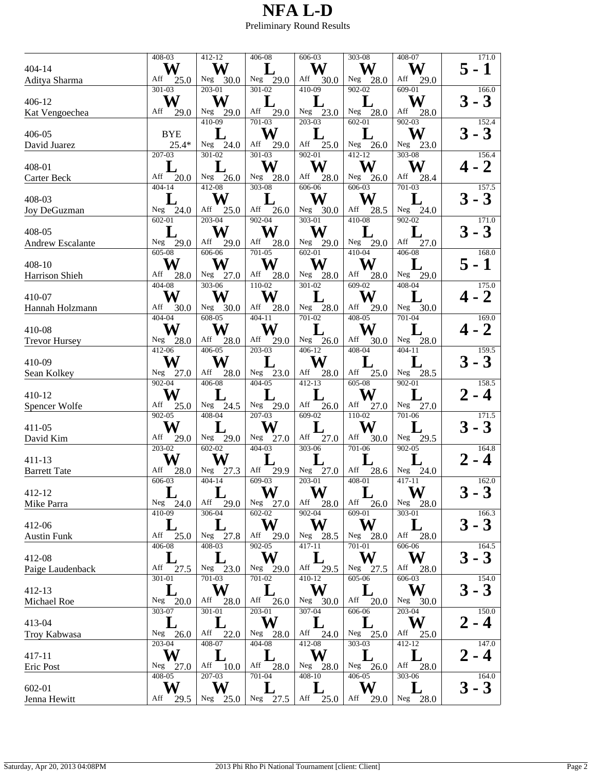# NFA L-D

Preliminary Round Results

| Competitor | Round 1 | Round 2 | Round 3 | Round 4 | Round 5 | Round 6 | Record |
|---|---|---|---|---|---|---|---|
| 404-14 Aditya Sharma | 408-03 W Aff 25.0 | 412-12 W Neg 30.0 | 406-08 L Neg 29.0 | 606-03 W Aff 30.0 | 303-08 W Neg 28.0 | 408-07 W Aff 29.0 | 171.0 5 - 1 |
| 406-12 Kat Vengoechea | 301-03 W Aff 29.0 | 203-01 W Neg 29.0 | 301-02 L Aff 29.0 | 410-09 L Neg 23.0 | 902-02 L Neg 28.0 | 609-01 W Aff 28.0 | 166.0 3 - 3 |
| 406-05 David Juarez | BYE 25.4* | 410-09 L Neg 24.0 | 701-03 W Aff 29.0 | 203-03 L Aff 25.0 | 602-01 L Neg 26.0 | 902-03 W Neg 23.0 | 152.4 3 - 3 |
| 408-01 Carter Beck | 207-03 L Aff 20.0 | 301-02 L Neg 26.0 | 301-03 W Neg 28.0 | 902-01 W Aff 28.0 | 412-12 W Neg 26.0 | 303-08 W Aff 28.4 | 156.4 4 - 2 |
| 408-03 Joy DeGuzman | 404-14 L Neg 24.0 | 412-08 W Aff 25.0 | 303-08 L Aff 26.0 | 606-06 W Neg 30.0 | 606-03 W Aff 28.5 | 701-03 L Neg 24.0 | 157.5 3 - 3 |
| 408-05 Andrew Escalante | 602-01 L Neg 29.0 | 203-04 W Aff 29.0 | 902-04 W Aff 28.0 | 303-01 W Neg 29.0 | 410-08 L Neg 29.0 | 902-02 L Aff 27.0 | 171.0 3 - 3 |
| 408-10 Harrison Shieh | 605-08 W Aff 28.0 | 606-06 W Neg 27.0 | 701-05 W Aff 28.0 | 602-01 W Neg 28.0 | 410-04 W Aff 28.0 | 406-08 L Neg 29.0 | 168.0 5 - 1 |
| 410-07 Hannah Holzmann | 404-08 W Aff 30.0 | 303-06 W Neg 30.0 | 110-02 W Aff 28.0 | 301-02 L Neg 28.0 | 609-02 W Aff 29.0 | 408-04 L Neg 30.0 | 175.0 4 - 2 |
| 410-08 Trevor Hursey | 404-04 W Neg 28.0 | 608-05 W Aff 28.0 | 404-11 W Aff 29.0 | 701-02 L Neg 26.0 | 408-05 W Aff 30.0 | 701-04 L Neg 28.0 | 169.0 4 - 2 |
| 410-09 Sean Kolkey | 412-06 W Neg 27.0 | 406-05 W Aff 28.0 | 203-03 L Neg 23.0 | 406-12 W Aff 28.0 | 408-04 L Aff 25.0 | 404-11 L Neg 28.5 | 159.5 3 - 3 |
| 410-12 Spencer Wolfe | 902-04 W Aff 25.0 | 406-08 L Neg 24.5 | 404-05 L Neg 29.0 | 412-13 L Aff 26.0 | 605-08 W Aff 27.0 | 902-01 L Neg 27.0 | 158.5 2 - 4 |
| 411-05 David Kim | 902-05 W Aff 29.0 | 408-04 L Neg 29.0 | 207-03 W Neg 27.0 | 609-02 L Aff 27.0 | 110-02 W Aff 30.0 | 701-06 L Neg 29.5 | 171.5 3 - 3 |
| 411-13 Barrett Tate | 203-02 W Aff 28.0 | 602-02 W Neg 27.3 | 404-03 L Aff 29.9 | 303-06 L Neg 27.0 | 701-06 L Aff 28.6 | 902-05 L Neg 24.0 | 164.8 2 - 4 |
| 412-12 Mike Parra | 606-03 L Neg 24.0 | 404-14 L Aff 29.0 | 609-03 W Neg 27.0 | 203-01 W Aff 28.0 | 408-01 L Aff 26.0 | 417-11 W Neg 28.0 | 162.0 3 - 3 |
| 412-06 Austin Funk | 410-09 L Aff 25.0 | 306-04 L Neg 27.8 | 602-02 W Aff 29.0 | 902-04 W Neg 28.5 | 609-01 W Neg 28.0 | 303-01 L Aff 28.0 | 166.3 3 - 3 |
| 412-08 Paige Laudenback | 406-08 L Aff 27.5 | 408-03 L Neg 23.0 | 902-05 W Neg 29.0 | 417-11 L Aff 29.5 | 701-01 W Neg 27.5 | 606-06 W Aff 28.0 | 164.5 3 - 3 |
| 412-13 Michael Roe | 301-01 L Neg 20.0 | 701-03 W Aff 28.0 | 701-02 L Aff 26.0 | 410-12 W Neg 30.0 | 605-06 L Aff 20.0 | 606-03 W Neg 30.0 | 154.0 3 - 3 |
| 413-04 Troy Kabwasa | 303-07 L Neg 26.0 | 301-01 L Aff 22.0 | 203-01 W Neg 28.0 | 307-04 L Aff 24.0 | 606-06 L Neg 25.0 | 203-04 W Aff 25.0 | 150.0 2 - 4 |
| 417-11 Eric Post | 203-04 W Neg 27.0 | 408-07 L Aff 10.0 | 404-08 L Aff 28.0 | 412-08 W Neg 28.0 | 303-03 L Neg 26.0 | 412-12 L Aff 28.0 | 147.0 2 - 4 |
| 602-01 Jenna Hewitt | 408-05 W Aff 29.5 | 207-03 W Neg 25.0 | 701-04 L Neg 27.5 | 408-10 L Aff 25.0 | 406-05 W Aff 29.0 | 303-06 L Neg 28.0 | 164.0 3 - 3 |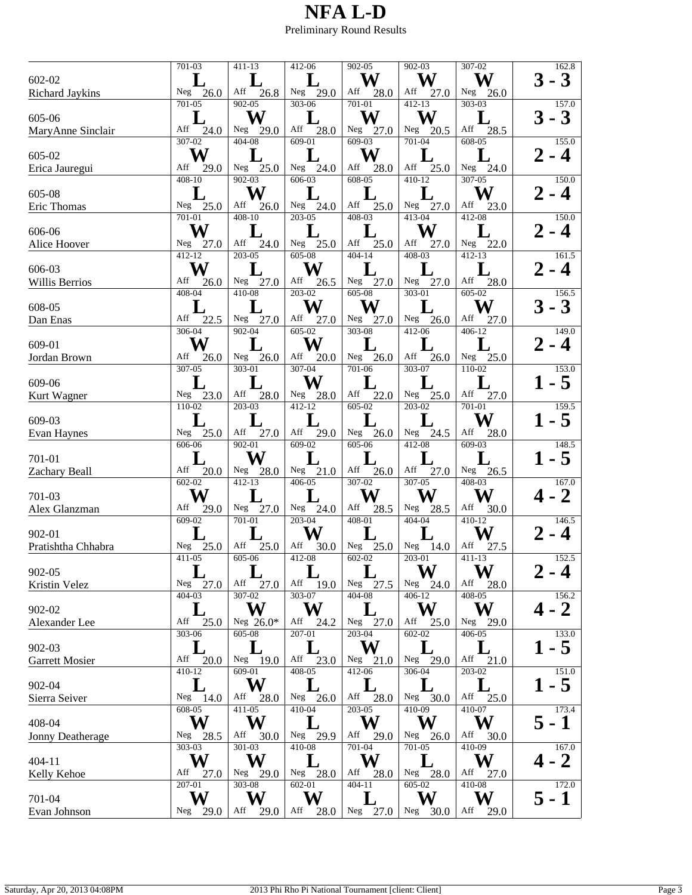# NFA L-D

Preliminary Round Results

| Competitor | Round 1 | Round 2 | Round 3 | Round 4 | Round 5 | Round 6 | Total |
|---|---|---|---|---|---|---|---|
| 602-02 Richard Jaykins | 701-03 **L** Neg 26.0 | 411-13 **L** Aff 26.8 | 412-06 **L** Neg 29.0 | 902-05 **W** Aff 28.0 | 902-03 **W** Aff 27.0 | 307-02 **W** Neg 26.0 | 162.8 **3 - 3** |
| 605-06 MaryAnne Sinclair | 701-05 **L** Aff 24.0 | 902-05 **W** Neg 29.0 | 303-06 **L** Aff 28.0 | 701-01 **W** Neg 27.0 | 412-13 **W** Neg 20.5 | 303-03 **L** Aff 28.5 | 157.0 **3 - 3** |
| 605-02 Erica Jauregui | 307-02 **W** Aff 29.0 | 404-08 **L** Neg 25.0 | 609-01 **L** Neg 24.0 | 609-03 **W** Aff 28.0 | 701-04 **L** Aff 25.0 | 608-05 **L** Neg 24.0 | 155.0 **2 - 4** |
| 605-08 Eric Thomas | 408-10 **L** Neg 25.0 | 902-03 **W** Aff 26.0 | 606-03 **L** Neg 24.0 | 608-05 **L** Aff 25.0 | 410-12 **L** Neg 27.0 | 307-05 **W** Aff 23.0 | 150.0 **2 - 4** |
| 606-06 Alice Hoover | 701-01 **W** Neg 27.0 | 408-10 **L** Aff 24.0 | 203-05 **L** Neg 25.0 | 408-03 **L** Aff 25.0 | 413-04 **W** Aff 27.0 | 412-08 **L** Neg 22.0 | 150.0 **2 - 4** |
| 606-03 Willis Berrios | 412-12 **W** Aff 26.0 | 203-05 **L** Neg 27.0 | 605-08 **W** Aff 26.5 | 404-14 **L** Neg 27.0 | 408-03 **L** Neg 27.0 | 412-13 **L** Aff 28.0 | 161.5 **2 - 4** |
| 608-05 Dan Enas | 408-04 **L** Aff 22.5 | 410-08 **L** Neg 27.0 | 203-02 **W** Aff 27.0 | 605-08 **W** Neg 27.0 | 303-01 **L** Neg 26.0 | 605-02 **W** Aff 27.0 | 156.5 **3 - 3** |
| 609-01 Jordan Brown | 306-04 **W** Aff 26.0 | 902-04 **L** Neg 26.0 | 605-02 **W** Aff 20.0 | 303-08 **L** Neg 26.0 | 412-06 **L** Aff 26.0 | 406-12 **L** Neg 25.0 | 149.0 **2 - 4** |
| 609-06 Kurt Wagner | 307-05 **L** Neg 23.0 | 303-01 **L** Aff 28.0 | 307-04 **W** Neg 28.0 | 701-06 **L** Aff 22.0 | 303-07 **L** Neg 25.0 | 110-02 **L** Aff 27.0 | 153.0 **1 - 5** |
| 609-03 Evan Haynes | 110-02 **L** Neg 25.0 | 203-03 **L** Aff 27.0 | 412-12 **L** Aff 29.0 | 605-02 **L** Neg 26.0 | 203-02 **L** Neg 24.5 | 701-01 **W** Aff 28.0 | 159.5 **1 - 5** |
| 701-01 Zachary Beall | 606-06 **L** Aff 20.0 | 902-01 **W** Neg 28.0 | 609-02 **L** Neg 21.0 | 605-06 **L** Aff 26.0 | 412-08 **L** Aff 27.0 | 609-03 **L** Neg 26.5 | 148.5 **1 - 5** |
| 701-03 Alex Glanzman | 602-02 **W** Aff 29.0 | 412-13 **L** Neg 27.0 | 406-05 **L** Neg 24.0 | 307-02 **W** Aff 28.5 | 307-05 **W** Neg 28.5 | 408-03 **W** Aff 30.0 | 167.0 **4 - 2** |
| 902-01 Pratishtha Chhabra | 609-02 **L** Neg 25.0 | 701-01 **L** Aff 25.0 | 203-04 **W** Aff 30.0 | 408-01 **L** Neg 25.0 | 404-04 **L** Neg 14.0 | 410-12 **W** Aff 27.5 | 146.5 **2 - 4** |
| 902-05 Kristin Velez | 411-05 **L** Neg 27.0 | 605-06 **L** Aff 27.0 | 412-08 **L** Aff 19.0 | 602-02 **L** Neg 27.5 | 203-01 **W** Neg 24.0 | 411-13 **W** Aff 28.0 | 152.5 **2 - 4** |
| 902-02 Alexander Lee | 404-03 **L** Aff 25.0 | 307-02 **W** Neg 26.0* | 303-07 **W** Aff 24.2 | 404-08 **L** Neg 27.0 | 406-12 **W** Aff 25.0 | 408-05 **W** Neg 29.0 | 156.2 **4 - 2** |
| 902-03 Garrett Mosier | 303-06 **L** Aff 20.0 | 605-08 **L** Neg 19.0 | 207-01 **L** Aff 23.0 | 203-04 **W** Neg 21.0 | 602-02 **L** Neg 29.0 | 406-05 **L** Aff 21.0 | 133.0 **1 - 5** |
| 902-04 Sierra Seiver | 410-12 **L** Neg 14.0 | 609-01 **W** Aff 28.0 | 408-05 **L** Neg 26.0 | 412-06 **L** Aff 28.0 | 306-04 **L** Neg 30.0 | 203-02 **L** Aff 25.0 | 151.0 **1 - 5** |
| 408-04 Jonny Deatherage | 608-05 **W** Neg 28.5 | 411-05 **W** Aff 30.0 | 410-04 **L** Neg 29.9 | 203-05 **W** Aff 29.0 | 410-09 **W** Neg 26.0 | 410-07 **W** Aff 30.0 | 173.4 **5 - 1** |
| 404-11 Kelly Kehoe | 303-03 **W** Aff 27.0 | 301-03 **W** Neg 29.0 | 410-08 **L** Neg 28.0 | 701-04 **W** Aff 28.0 | 701-05 **L** Neg 28.0 | 410-09 **W** Aff 27.0 | 167.0 **4 - 2** |
| 701-04 Evan Johnson | 207-01 **W** Neg 29.0 | 303-08 **W** Aff 29.0 | 602-01 **W** Aff 28.0 | 404-11 **L** Neg 27.0 | 605-02 **W** Neg 30.0 | 410-08 **W** Aff 29.0 | 172.0 **5 - 1** |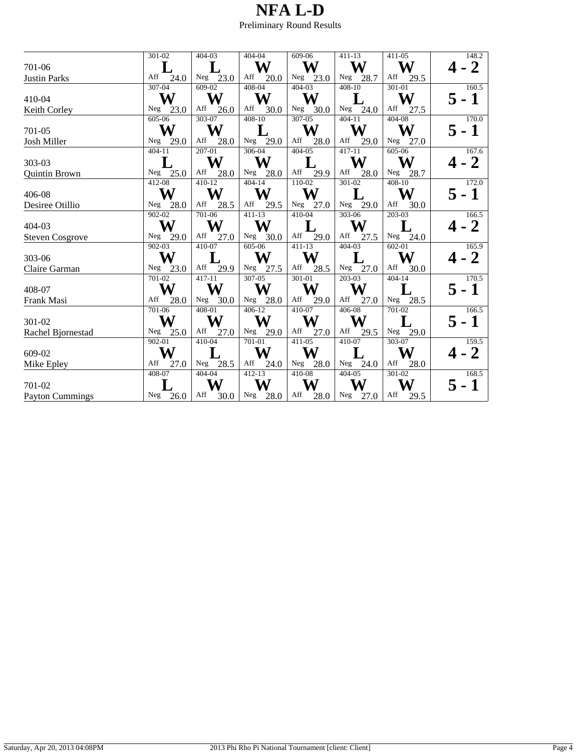# NFA L-D

Preliminary Round Results

| | Round 1 | Round 2 | Round 3 | Round 4 | Round 5 | Round 6 | Record |
|---|---|---|---|---|---|---|---|
| 701-06 Justin Parks | 301-02 **L** Aff 24.0 | 404-03 **L** Neg 23.0 | 404-04 **W** Aff 20.0 | 609-06 **W** Neg 23.0 | 411-13 **W** Neg 28.7 | 411-05 **W** Aff 29.5 | 148.2 **4 - 2** |
| 410-04 Keith Corley | 307-04 **W** Neg 23.0 | 609-02 **W** Aff 26.0 | 408-04 **W** Aff 30.0 | 404-03 **W** Neg 30.0 | 408-10 **L** Neg 24.0 | 301-01 **W** Aff 27.5 | 160.5 **5 - 1** |
| 701-05 Josh Miller | 605-06 **W** Neg 29.0 | 303-07 **W** Aff 28.0 | 408-10 **L** Neg 29.0 | 307-05 **W** Aff 28.0 | 404-11 **W** Aff 29.0 | 404-08 **W** Neg 27.0 | 170.0 **5 - 1** |
| 303-03 Quintin Brown | 404-11 **L** Neg 25.0 | 207-01 **W** Aff 28.0 | 306-04 **W** Neg 28.0 | 404-05 **L** Aff 29.9 | 417-11 **W** Aff 28.0 | 605-06 **W** Neg 28.7 | 167.6 **4 - 2** |
| 406-08 Desiree Otillio | 412-08 **W** Neg 28.0 | 410-12 **W** Aff 28.5 | 404-14 **W** Aff 29.5 | 110-02 **W** Neg 27.0 | 301-02 **L** Neg 29.0 | 408-10 **W** Aff 30.0 | 172.0 **5 - 1** |
| 404-03 Steven Cosgrove | 902-02 **W** Neg 29.0 | 701-06 **W** Aff 27.0 | 411-13 **W** Neg 30.0 | 410-04 **L** Aff 29.0 | 303-06 **W** Aff 27.5 | 203-03 **L** Neg 24.0 | 166.5 **4 - 2** |
| 303-06 Claire Garman | 902-03 **W** Neg 23.0 | 410-07 **L** Aff 29.9 | 605-06 **W** Neg 27.5 | 411-13 **W** Aff 28.5 | 404-03 **L** Neg 27.0 | 602-01 **W** Aff 30.0 | 165.9 **4 - 2** |
| 408-07 Frank Masi | 701-02 **W** Aff 28.0 | 417-11 **W** Neg 30.0 | 307-05 **W** Neg 28.0 | 301-01 **W** Aff 29.0 | 203-03 **W** Aff 27.0 | 404-14 **L** Neg 28.5 | 170.5 **5 - 1** |
| 301-02 Rachel Bjornestad | 701-06 **W** Neg 25.0 | 408-01 **W** Aff 27.0 | 406-12 **W** Neg 29.0 | 410-07 **W** Aff 27.0 | 406-08 **W** Aff 29.5 | 701-02 **L** Neg 29.0 | 166.5 **5 - 1** |
| 609-02 Mike Epley | 902-01 **W** Aff 27.0 | 410-04 **L** Neg 28.5 | 701-01 **W** Aff 24.0 | 411-05 **W** Neg 28.0 | 410-07 **L** Neg 24.0 | 303-07 **W** Aff 28.0 | 159.5 **4 - 2** |
| 701-02 Payton Cummings | 408-07 **L** Neg 26.0 | 404-04 **W** Aff 30.0 | 412-13 **W** Neg 28.0 | 410-08 **W** Aff 28.0 | 404-05 **W** Neg 27.0 | 301-02 **W** Aff 29.5 | 168.5 **5 - 1** |

Saturday, Apr 20, 2013 04:08PM 2013 Phi Rho Pi National Tournament [client: Client]